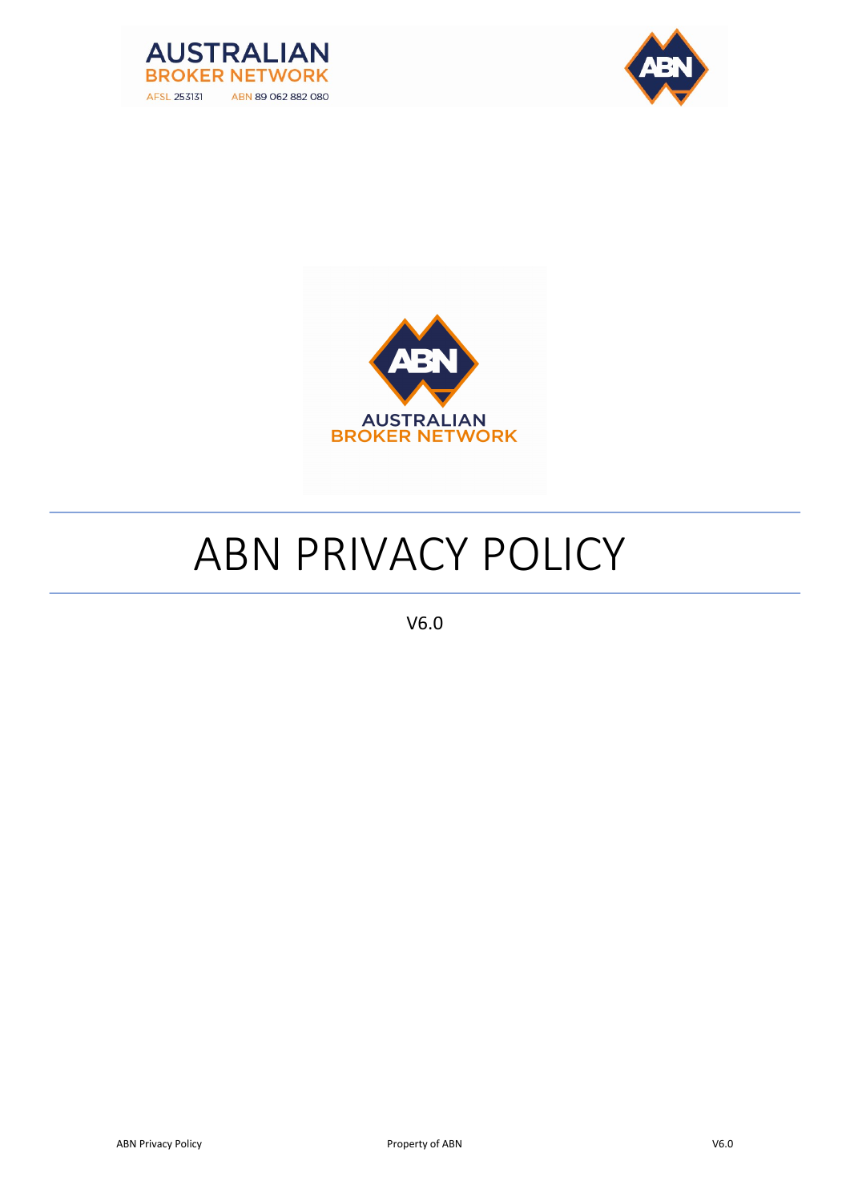AUSTRALIAN BROKER NETWORK

AFSL 253131 ABN 89 062 882 080

AUSTRALIAN BROKER NETWORK

# ABN PRIVACY POLICY

V6.0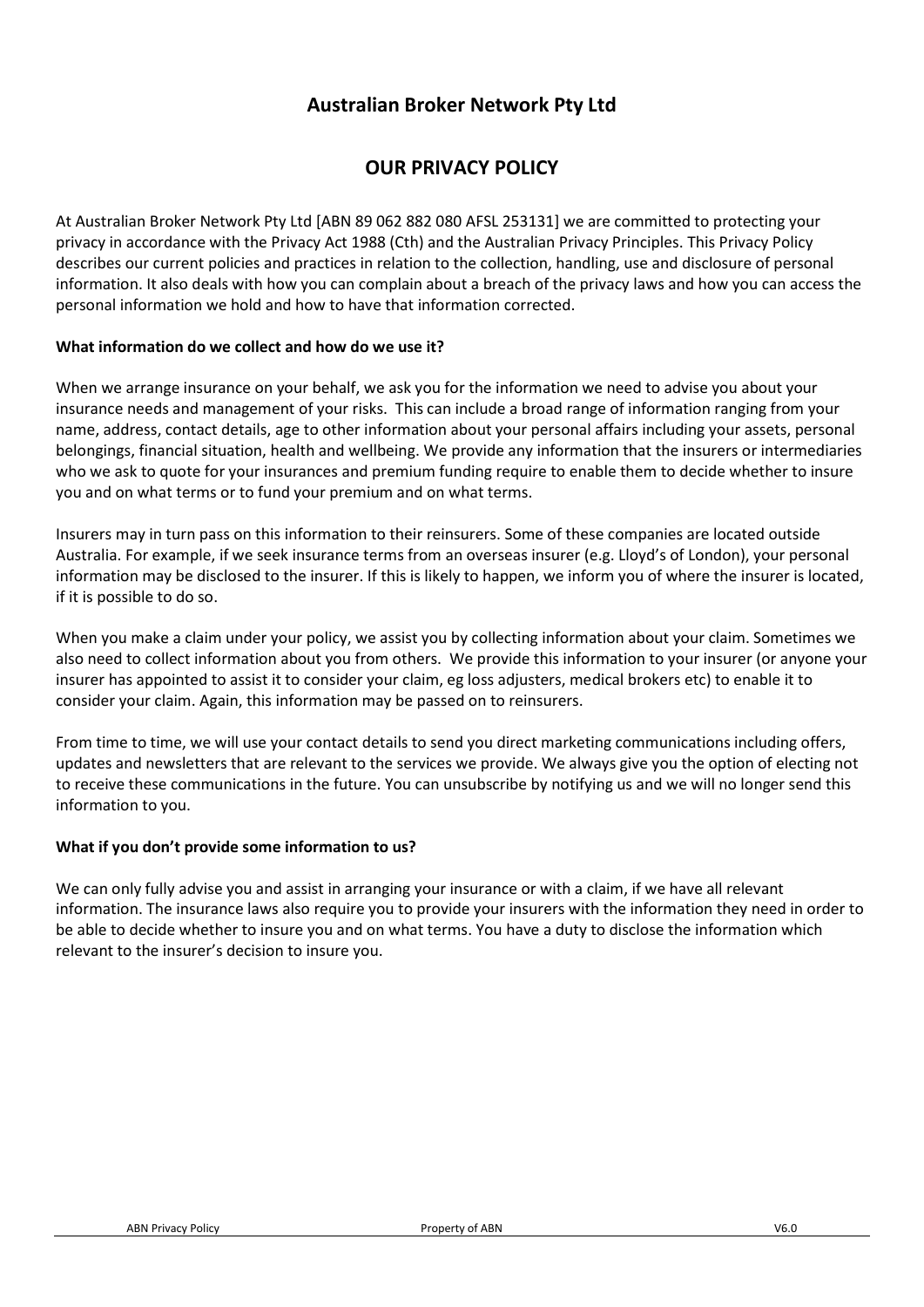# Australian Broker Network Pty Ltd

## OUR PRIVACY POLICY

At Australian Broker Network Pty Ltd [ABN 89 062 882 080 AFSL 253131] we are committed to protecting your privacy in accordance with the Privacy Act 1988 (Cth) and the Australian Privacy Principles. This Privacy Policy describes our current policies and practices in relation to the collection, handling, use and disclosure of personal information. It also deals with how you can complain about a breach of the privacy laws and how you can access the personal information we hold and how to have that information corrected.

**What information do we collect and how do we use it?**

When we arrange insurance on your behalf, we ask you for the information we need to advise you about your insurance needs and management of your risks. This can include a broad range of information ranging from your name, address, contact details, age to other information about your personal affairs including your assets, personal belongings, financial situation, health and wellbeing. We provide any information that the insurers or intermediaries who we ask to quote for your insurances and premium funding require to enable them to decide whether to insure you and on what terms or to fund your premium and on what terms.

Insurers may in turn pass on this information to their reinsurers. Some of these companies are located outside Australia. For example, if we seek insurance terms from an overseas insurer (e.g. Lloyd's of London), your personal information may be disclosed to the insurer. If this is likely to happen, we inform you of where the insurer is located, if it is possible to do so.

When you make a claim under your policy, we assist you by collecting information about your claim. Sometimes we also need to collect information about you from others. We provide this information to your insurer (or anyone your insurer has appointed to assist it to consider your claim, eg loss adjusters, medical brokers etc) to enable it to consider your claim. Again, this information may be passed on to reinsurers.

From time to time, we will use your contact details to send you direct marketing communications including offers, updates and newsletters that are relevant to the services we provide. We always give you the option of electing not to receive these communications in the future. You can unsubscribe by notifying us and we will no longer send this information to you.

**What if you don't provide some information to us?**

We can only fully advise you and assist in arranging your insurance or with a claim, if we have all relevant information. The insurance laws also require you to provide your insurers with the information they need in order to be able to decide whether to insure you and on what terms. You have a duty to disclose the information which relevant to the insurer's decision to insure you.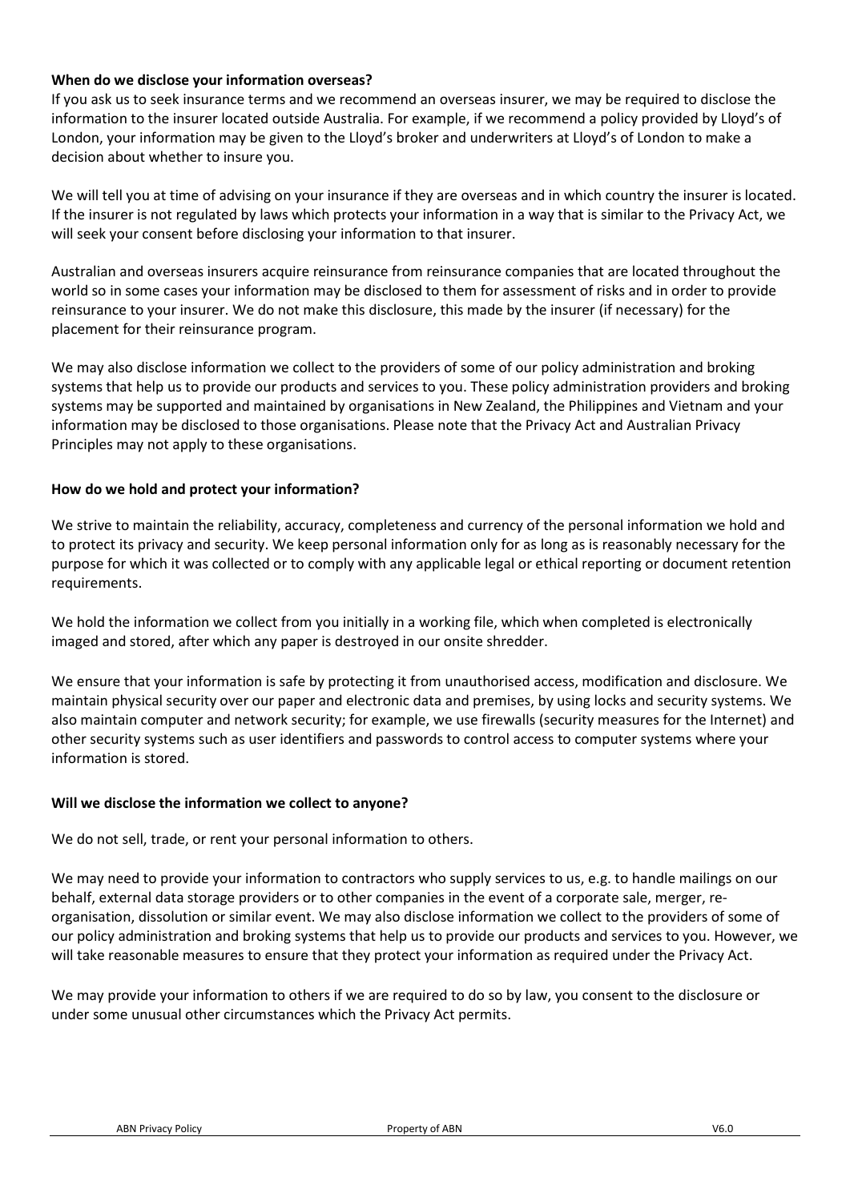**When do we disclose your information overseas?**

If you ask us to seek insurance terms and we recommend an overseas insurer, we may be required to disclose the information to the insurer located outside Australia. For example, if we recommend a policy provided by Lloyd's of London, your information may be given to the Lloyd's broker and underwriters at Lloyd's of London to make a decision about whether to insure you.

We will tell you at time of advising on your insurance if they are overseas and in which country the insurer is located. If the insurer is not regulated by laws which protects your information in a way that is similar to the Privacy Act, we will seek your consent before disclosing your information to that insurer.

Australian and overseas insurers acquire reinsurance from reinsurance companies that are located throughout the world so in some cases your information may be disclosed to them for assessment of risks and in order to provide reinsurance to your insurer. We do not make this disclosure, this made by the insurer (if necessary) for the placement for their reinsurance program.

We may also disclose information we collect to the providers of some of our policy administration and broking systems that help us to provide our products and services to you. These policy administration providers and broking systems may be supported and maintained by organisations in New Zealand, the Philippines and Vietnam and your information may be disclosed to those organisations. Please note that the Privacy Act and Australian Privacy Principles may not apply to these organisations.

**How do we hold and protect your information?**

We strive to maintain the reliability, accuracy, completeness and currency of the personal information we hold and to protect its privacy and security. We keep personal information only for as long as is reasonably necessary for the purpose for which it was collected or to comply with any applicable legal or ethical reporting or document retention requirements.

We hold the information we collect from you initially in a working file, which when completed is electronically imaged and stored, after which any paper is destroyed in our onsite shredder.

We ensure that your information is safe by protecting it from unauthorised access, modification and disclosure. We maintain physical security over our paper and electronic data and premises, by using locks and security systems. We also maintain computer and network security; for example, we use firewalls (security measures for the Internet) and other security systems such as user identifiers and passwords to control access to computer systems where your information is stored.

**Will we disclose the information we collect to anyone?**

We do not sell, trade, or rent your personal information to others.

We may need to provide your information to contractors who supply services to us, e.g. to handle mailings on our behalf, external data storage providers or to other companies in the event of a corporate sale, merger, re-organisation, dissolution or similar event. We may also disclose information we collect to the providers of some of our policy administration and broking systems that help us to provide our products and services to you. However, we will take reasonable measures to ensure that they protect your information as required under the Privacy Act.

We may provide your information to others if we are required to do so by law, you consent to the disclosure or under some unusual other circumstances which the Privacy Act permits.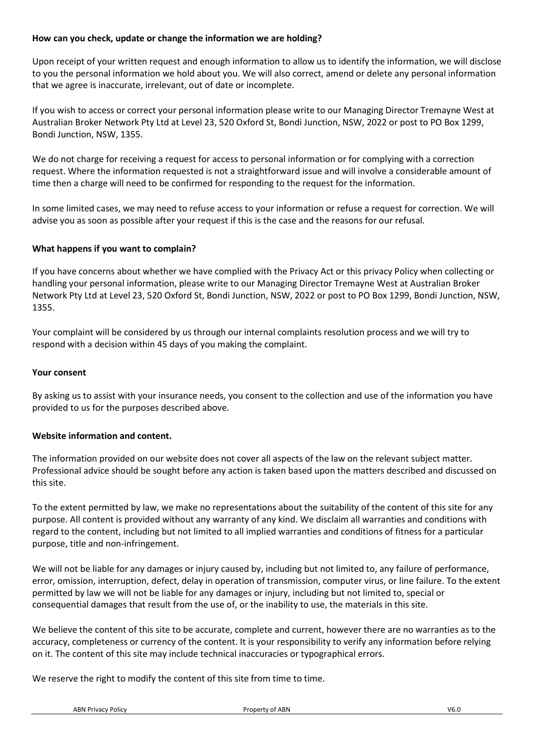**How can you check, update or change the information we are holding?**

Upon receipt of your written request and enough information to allow us to identify the information, we will disclose to you the personal information we hold about you. We will also correct, amend or delete any personal information that we agree is inaccurate, irrelevant, out of date or incomplete.

If you wish to access or correct your personal information please write to our Managing Director Tremayne West at Australian Broker Network Pty Ltd at Level 23, 520 Oxford St, Bondi Junction, NSW, 2022 or post to PO Box 1299, Bondi Junction, NSW, 1355.

We do not charge for receiving a request for access to personal information or for complying with a correction request. Where the information requested is not a straightforward issue and will involve a considerable amount of time then a charge will need to be confirmed for responding to the request for the information.

In some limited cases, we may need to refuse access to your information or refuse a request for correction. We will advise you as soon as possible after your request if this is the case and the reasons for our refusal.

**What happens if you want to complain?**

If you have concerns about whether we have complied with the Privacy Act or this privacy Policy when collecting or handling your personal information, please write to our Managing Director Tremayne West at Australian Broker Network Pty Ltd at Level 23, 520 Oxford St, Bondi Junction, NSW, 2022 or post to PO Box 1299, Bondi Junction, NSW, 1355.

Your complaint will be considered by us through our internal complaints resolution process and we will try to respond with a decision within 45 days of you making the complaint.

**Your consent**

By asking us to assist with your insurance needs, you consent to the collection and use of the information you have provided to us for the purposes described above.

**Website information and content.**

The information provided on our website does not cover all aspects of the law on the relevant subject matter. Professional advice should be sought before any action is taken based upon the matters described and discussed on this site.

To the extent permitted by law, we make no representations about the suitability of the content of this site for any purpose. All content is provided without any warranty of any kind. We disclaim all warranties and conditions with regard to the content, including but not limited to all implied warranties and conditions of fitness for a particular purpose, title and non-infringement.

We will not be liable for any damages or injury caused by, including but not limited to, any failure of performance, error, omission, interruption, defect, delay in operation of transmission, computer virus, or line failure. To the extent permitted by law we will not be liable for any damages or injury, including but not limited to, special or consequential damages that result from the use of, or the inability to use, the materials in this site.

We believe the content of this site to be accurate, complete and current, however there are no warranties as to the accuracy, completeness or currency of the content. It is your responsibility to verify any information before relying on it. The content of this site may include technical inaccuracies or typographical errors.

We reserve the right to modify the content of this site from time to time.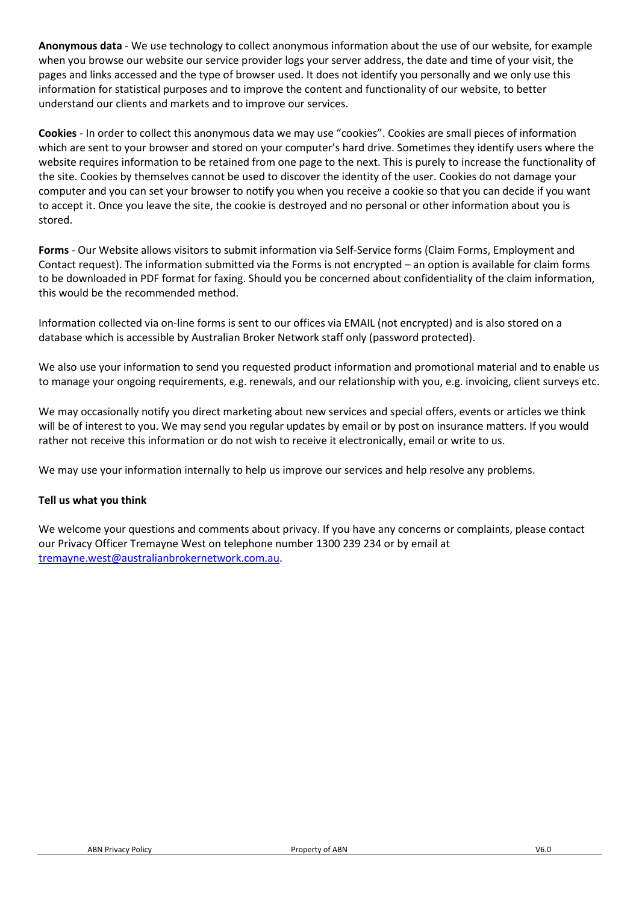**Anonymous data** - We use technology to collect anonymous information about the use of our website, for example when you browse our website our service provider logs your server address, the date and time of your visit, the pages and links accessed and the type of browser used. It does not identify you personally and we only use this information for statistical purposes and to improve the content and functionality of our website, to better understand our clients and markets and to improve our services.

**Cookies** - In order to collect this anonymous data we may use "cookies". Cookies are small pieces of information which are sent to your browser and stored on your computer's hard drive. Sometimes they identify users where the website requires information to be retained from one page to the next. This is purely to increase the functionality of the site. Cookies by themselves cannot be used to discover the identity of the user. Cookies do not damage your computer and you can set your browser to notify you when you receive a cookie so that you can decide if you want to accept it. Once you leave the site, the cookie is destroyed and no personal or other information about you is stored.

**Forms** - Our Website allows visitors to submit information via Self-Service forms (Claim Forms, Employment and Contact request). The information submitted via the Forms is not encrypted – an option is available for claim forms to be downloaded in PDF format for faxing. Should you be concerned about confidentiality of the claim information, this would be the recommended method.

Information collected via on-line forms is sent to our offices via EMAIL (not encrypted) and is also stored on a database which is accessible by Australian Broker Network staff only (password protected).

We also use your information to send you requested product information and promotional material and to enable us to manage your ongoing requirements, e.g. renewals, and our relationship with you, e.g. invoicing, client surveys etc.

We may occasionally notify you direct marketing about new services and special offers, events or articles we think will be of interest to you. We may send you regular updates by email or by post on insurance matters. If you would rather not receive this information or do not wish to receive it electronically, email or write to us.

We may use your information internally to help us improve our services and help resolve any problems.

**Tell us what you think**

We welcome your questions and comments about privacy. If you have any concerns or complaints, please contact our Privacy Officer Tremayne West on telephone number 1300 239 234 or by email at tremayne.west@australianbrokernetwork.com.au.